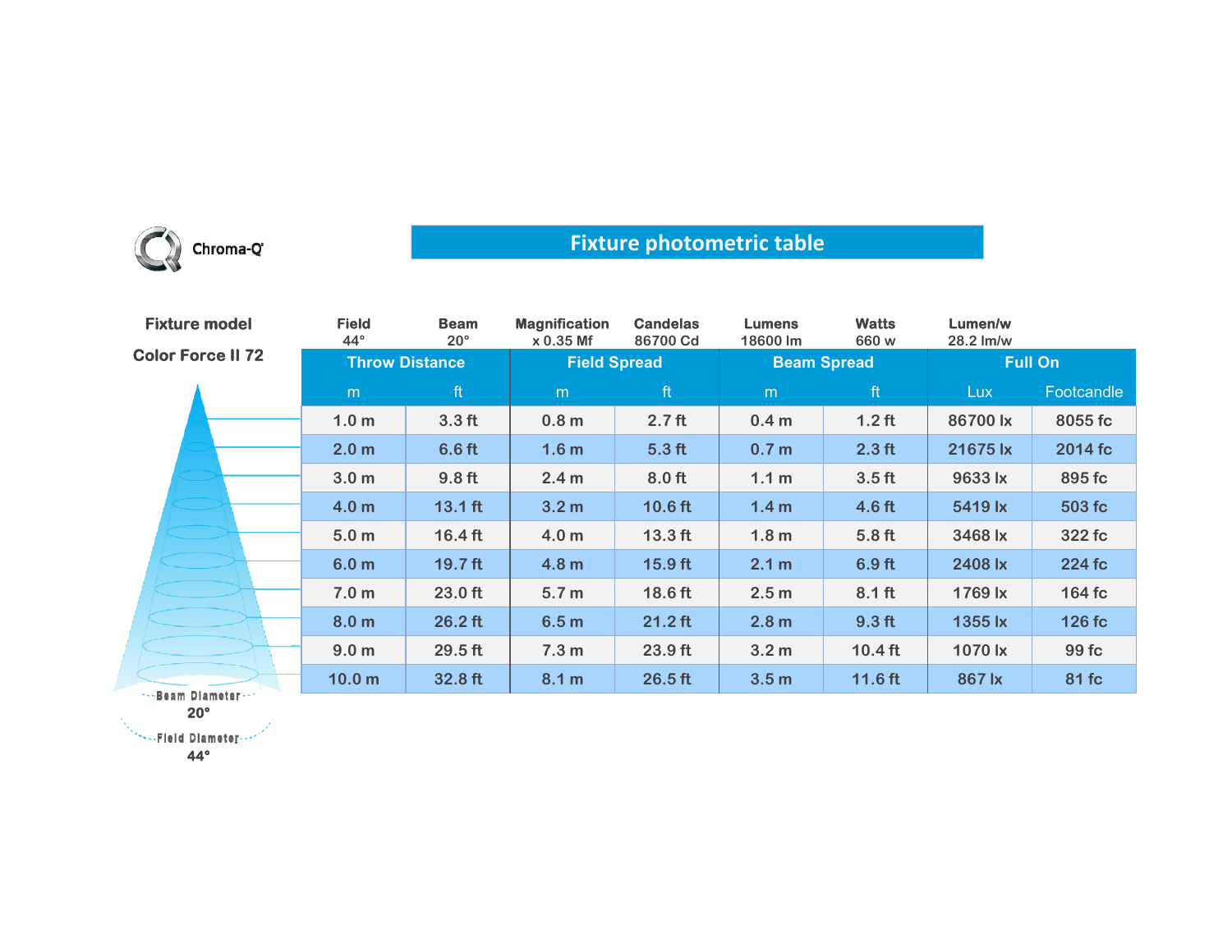Chroma-Q

# Fixture photometric table

| Fixture model | Field | Beam | Magnification | Candelas | Lumens | Watts | Lumen/w |
|---|---|---|---|---|---|---|---|
| Color Force II 72 | 44° | 20° | x 0.35 Mf | 86700 Cd | 18600 lm | 660 w | 28.2 lm/w |

| Throw Distance | | Field Spread | | Beam Spread | | Full On | |
|---|---|---|---|---|---|---|---|
| m | ft | m | ft | m | ft | Lux | Footcandle |
| 1.0 m | 3.3 ft | 0.8 m | 2.7 ft | 0.4 m | 1.2 ft | 86700 lx | 8055 fc |
| 2.0 m | 6.6 ft | 1.6 m | 5.3 ft | 0.7 m | 2.3 ft | 21675 lx | 2014 fc |
| 3.0 m | 9.8 ft | 2.4 m | 8.0 ft | 1.1 m | 3.5 ft | 9633 lx | 895 fc |
| 4.0 m | 13.1 ft | 3.2 m | 10.6 ft | 1.4 m | 4.6 ft | 5419 lx | 503 fc |
| 5.0 m | 16.4 ft | 4.0 m | 13.3 ft | 1.8 m | 5.8 ft | 3468 lx | 322 fc |
| 6.0 m | 19.7 ft | 4.8 m | 15.9 ft | 2.1 m | 6.9 ft | 2408 lx | 224 fc |
| 7.0 m | 23.0 ft | 5.7 m | 18.6 ft | 2.5 m | 8.1 ft | 1769 lx | 164 fc |
| 8.0 m | 26.2 ft | 6.5 m | 21.2 ft | 2.8 m | 9.3 ft | 1355 lx | 126 fc |
| 9.0 m | 29.5 ft | 7.3 m | 23.9 ft | 3.2 m | 10.4 ft | 1070 lx | 99 fc |
| 10.0 m | 32.8 ft | 8.1 m | 26.5 ft | 3.5 m | 11.6 ft | 867 lx | 81 fc |

Beam Diameter 20°

Field Diameter 44°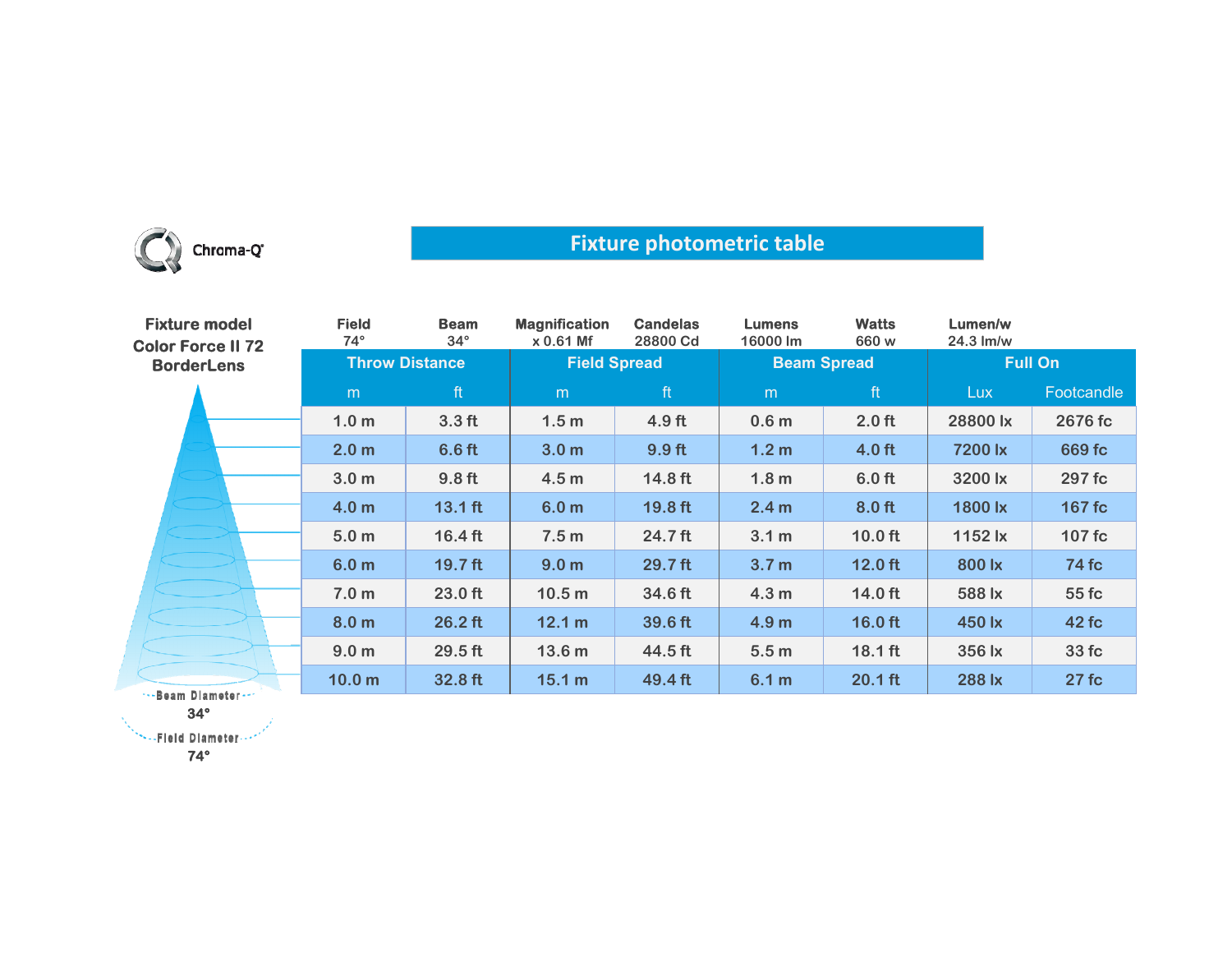Chroma-Q

# Fixture photometric table

**Fixture model**
**Color Force II 72**
**BorderLens**

| Field | Beam | Magnification | Candelas | Lumens | Watts | Lumen/w |
|---|---|---|---|---|---|---|
| 74° | 34° | x 0.61 Mf | 28800 Cd | 16000 lm | 660 w | 24.3 lm/w |

| Throw Distance | | Field Spread | | Beam Spread | | Full On | |
|---|---|---|---|---|---|---|---|
| m | ft | m | ft | m | ft | Lux | Footcandle |
| 1.0 m | 3.3 ft | 1.5 m | 4.9 ft | 0.6 m | 2.0 ft | 28800 lx | 2676 fc |
| 2.0 m | 6.6 ft | 3.0 m | 9.9 ft | 1.2 m | 4.0 ft | 7200 lx | 669 fc |
| 3.0 m | 9.8 ft | 4.5 m | 14.8 ft | 1.8 m | 6.0 ft | 3200 lx | 297 fc |
| 4.0 m | 13.1 ft | 6.0 m | 19.8 ft | 2.4 m | 8.0 ft | 1800 lx | 167 fc |
| 5.0 m | 16.4 ft | 7.5 m | 24.7 ft | 3.1 m | 10.0 ft | 1152 lx | 107 fc |
| 6.0 m | 19.7 ft | 9.0 m | 29.7 ft | 3.7 m | 12.0 ft | 800 lx | 74 fc |
| 7.0 m | 23.0 ft | 10.5 m | 34.6 ft | 4.3 m | 14.0 ft | 588 lx | 55 fc |
| 8.0 m | 26.2 ft | 12.1 m | 39.6 ft | 4.9 m | 16.0 ft | 450 lx | 42 fc |
| 9.0 m | 29.5 ft | 13.6 m | 44.5 ft | 5.5 m | 18.1 ft | 356 lx | 33 fc |
| 10.0 m | 32.8 ft | 15.1 m | 49.4 ft | 6.1 m | 20.1 ft | 288 lx | 27 fc |

Beam Diameter
34°

Field Diameter
74°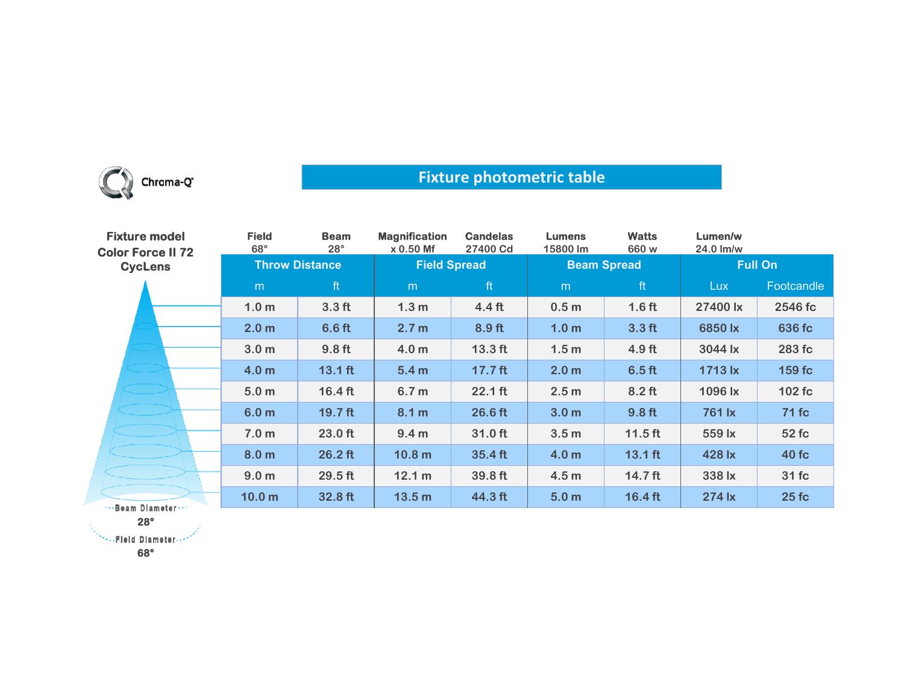Chroma-Q

# Fixture photometric table

**Fixture model**
**Color Force II 72**
**CycLens**

| Field | Beam | Magnification | Candelas | Lumens | Watts | Lumen/w |
|---|---|---|---|---|---|---|
| 68° | 28° | x 0.50 Mf | 27400 Cd | 15800 lm | 660 w | 24.0 lm/w |

| Throw Distance | | Field Spread | | Beam Spread | | Full On | |
|---|---|---|---|---|---|---|---|
| m | ft | m | ft | m | ft | Lux | Footcandle |
| 1.0 m | 3.3 ft | 1.3 m | 4.4 ft | 0.5 m | 1.6 ft | 27400 lx | 2546 fc |
| 2.0 m | 6.6 ft | 2.7 m | 8.9 ft | 1.0 m | 3.3 ft | 6850 lx | 636 fc |
| 3.0 m | 9.8 ft | 4.0 m | 13.3 ft | 1.5 m | 4.9 ft | 3044 lx | 283 fc |
| 4.0 m | 13.1 ft | 5.4 m | 17.7 ft | 2.0 m | 6.5 ft | 1713 lx | 159 fc |
| 5.0 m | 16.4 ft | 6.7 m | 22.1 ft | 2.5 m | 8.2 ft | 1096 lx | 102 fc |
| 6.0 m | 19.7 ft | 8.1 m | 26.6 ft | 3.0 m | 9.8 ft | 761 lx | 71 fc |
| 7.0 m | 23.0 ft | 9.4 m | 31.0 ft | 3.5 m | 11.5 ft | 559 lx | 52 fc |
| 8.0 m | 26.2 ft | 10.8 m | 35.4 ft | 4.0 m | 13.1 ft | 428 lx | 40 fc |
| 9.0 m | 29.5 ft | 12.1 m | 39.8 ft | 4.5 m | 14.7 ft | 338 lx | 31 fc |
| 10.0 m | 32.8 ft | 13.5 m | 44.3 ft | 5.0 m | 16.4 ft | 274 lx | 25 fc |

Beam Diameter
28°

Field Diameter
68°